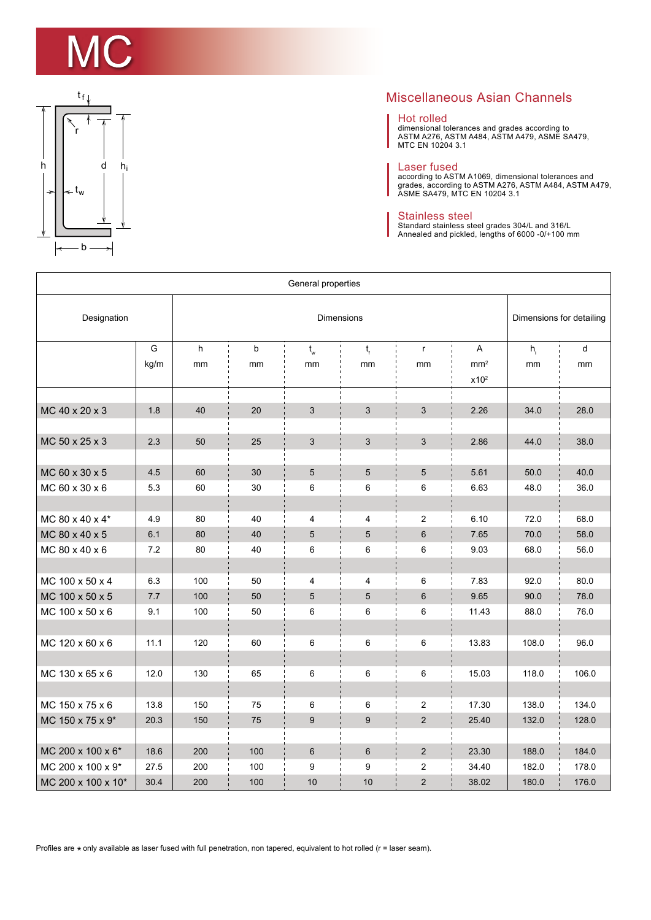# MC

## Miscellaneous Asian Channels

### Hot rolled

dimensional tolerances and grades according to ASTM A276, ASTM A484, ASTM A479, ASME SA479, MTC EN 10204 3.1

### Laser fused

according to ASTM A1069, dimensional tolerances and grades, according to ASTM A276, ASTM A484, ASTM A479, ASME SA479, MTC EN 10204 3.1

### Stainless steel

Standard stainless steel grades 304/L and 316/L
Annealed and pickled, lengths of 6000 -0/+100 mm

| General properties | | | | | | | | | |
|---|---|---|---|---|---|---|---|---|---|
| Designation | | Dimensions | | | | | | Dimensions for detailing | |
| | G kg/m | h mm | b mm | $t_w$ mm | $t_f$ mm | r mm | A $mm^2$ $x10^2$ | $h_i$ mm | d mm |
| MC 40 x 20 x 3 | 1.8 | 40 | 20 | 3 | 3 | 3 | 2.26 | 34.0 | 28.0 |
| MC 50 x 25 x 3 | 2.3 | 50 | 25 | 3 | 3 | 3 | 2.86 | 44.0 | 38.0 |
| MC 60 x 30 x 5 | 4.5 | 60 | 30 | 5 | 5 | 5 | 5.61 | 50.0 | 40.0 |
| MC 60 x 30 x 6 | 5.3 | 60 | 30 | 6 | 6 | 6 | 6.63 | 48.0 | 36.0 |
| MC 80 x 40 x 4* | 4.9 | 80 | 40 | 4 | 4 | 2 | 6.10 | 72.0 | 68.0 |
| MC 80 x 40 x 5 | 6.1 | 80 | 40 | 5 | 5 | 6 | 7.65 | 70.0 | 58.0 |
| MC 80 x 40 x 6 | 7.2 | 80 | 40 | 6 | 6 | 6 | 9.03 | 68.0 | 56.0 |
| MC 100 x 50 x 4 | 6.3 | 100 | 50 | 4 | 4 | 6 | 7.83 | 92.0 | 80.0 |
| MC 100 x 50 x 5 | 7.7 | 100 | 50 | 5 | 5 | 6 | 9.65 | 90.0 | 78.0 |
| MC 100 x 50 x 6 | 9.1 | 100 | 50 | 6 | 6 | 6 | 11.43 | 88.0 | 76.0 |
| MC 120 x 60 x 6 | 11.1 | 120 | 60 | 6 | 6 | 6 | 13.83 | 108.0 | 96.0 |
| MC 130 x 65 x 6 | 12.0 | 130 | 65 | 6 | 6 | 6 | 15.03 | 118.0 | 106.0 |
| MC 150 x 75 x 6 | 13.8 | 150 | 75 | 6 | 6 | 2 | 17.30 | 138.0 | 134.0 |
| MC 150 x 75 x 9* | 20.3 | 150 | 75 | 9 | 9 | 2 | 25.40 | 132.0 | 128.0 |
| MC 200 x 100 x 6* | 18.6 | 200 | 100 | 6 | 6 | 2 | 23.30 | 188.0 | 184.0 |
| MC 200 x 100 x 9* | 27.5 | 200 | 100 | 9 | 9 | 2 | 34.40 | 182.0 | 178.0 |
| MC 200 x 100 x 10* | 30.4 | 200 | 100 | 10 | 10 | 2 | 38.02 | 180.0 | 176.0 |

Profiles are * only available as laser fused with full penetration, non tapered, equivalent to hot rolled (r = laser seam).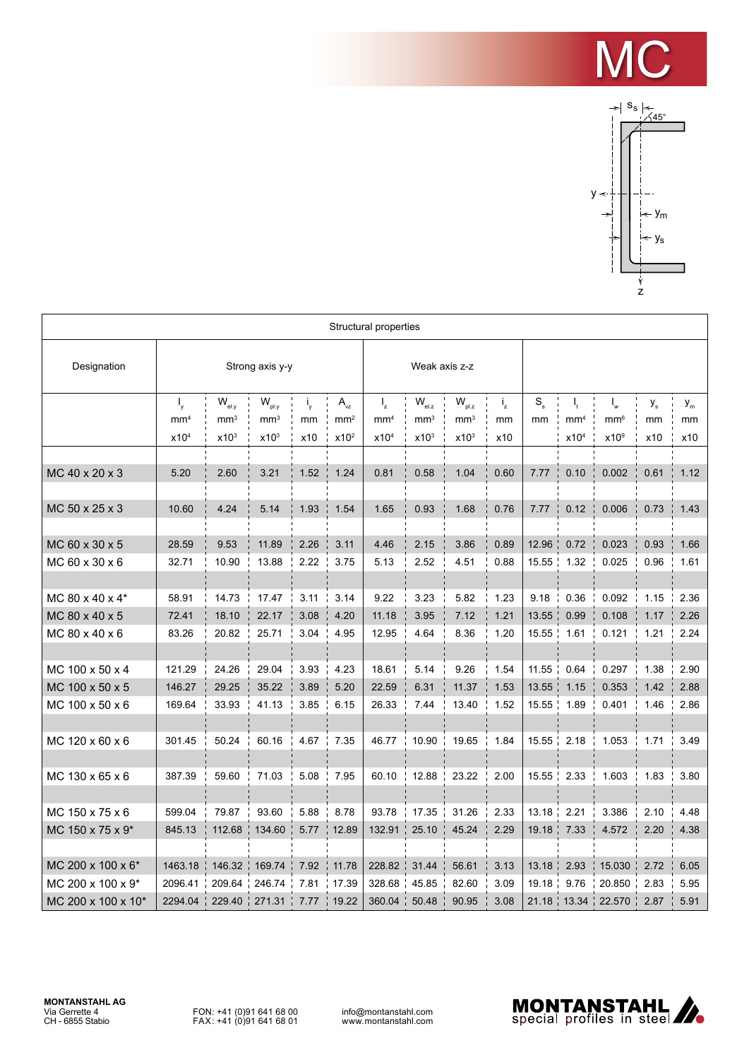# MC

$s_s$ 45° y $y_m$ $y_s$ z

| Structural properties | | | | | | | | | | | | | | | |
|---|---|---|---|---|---|---|---|---|---|---|---|---|---|---|---|
| Designation | Strong axis y-y | | | | | Weak axis z-z | | | | | | | | | |
| | $I_y$ mm⁴ x10⁴ | $W_{el.y}$ mm³ x10³ | $W_{pl.y}$ mm³ x10³ | $i_y$ mm x10 | $A_{vz}$ mm² x10² | $I_z$ mm⁴ x10⁴ | $W_{el.z}$ mm³ x10³ | $W_{pl.z}$ mm³ x10³ | $i_z$ mm x10 | $S_s$ mm | $I_t$ mm⁴ x10⁴ | $I_w$ mm⁶ x10⁹ | $y_s$ mm x10 | $y_m$ mm x10 |
| MC 40 x 20 x 3 | 5.20 | 2.60 | 3.21 | 1.52 | 1.24 | 0.81 | 0.58 | 1.04 | 0.60 | 7.77 | 0.10 | 0.002 | 0.61 | 1.12 |
| MC 50 x 25 x 3 | 10.60 | 4.24 | 5.14 | 1.93 | 1.54 | 1.65 | 0.93 | 1.68 | 0.76 | 7.77 | 0.12 | 0.006 | 0.73 | 1.43 |
| MC 60 x 30 x 5 | 28.59 | 9.53 | 11.89 | 2.26 | 3.11 | 4.46 | 2.15 | 3.86 | 0.89 | 12.96 | 0.72 | 0.023 | 0.93 | 1.66 |
| MC 60 x 30 x 6 | 32.71 | 10.90 | 13.88 | 2.22 | 3.75 | 5.13 | 2.52 | 4.51 | 0.88 | 15.55 | 1.32 | 0.025 | 0.96 | 1.61 |
| MC 80 x 40 x 4* | 58.91 | 14.73 | 17.47 | 3.11 | 3.14 | 9.22 | 3.23 | 5.82 | 1.23 | 9.18 | 0.36 | 0.092 | 1.15 | 2.36 |
| MC 80 x 40 x 5 | 72.41 | 18.10 | 22.17 | 3.08 | 4.20 | 11.18 | 3.95 | 7.12 | 1.21 | 13.55 | 0.99 | 0.108 | 1.17 | 2.26 |
| MC 80 x 40 x 6 | 83.26 | 20.82 | 25.71 | 3.04 | 4.95 | 12.95 | 4.64 | 8.36 | 1.20 | 15.55 | 1.61 | 0.121 | 1.21 | 2.24 |
| MC 100 x 50 x 4 | 121.29 | 24.26 | 29.04 | 3.93 | 4.23 | 18.61 | 5.14 | 9.26 | 1.54 | 11.55 | 0.64 | 0.297 | 1.38 | 2.90 |
| MC 100 x 50 x 5 | 146.27 | 29.25 | 35.22 | 3.89 | 5.20 | 22.59 | 6.31 | 11.37 | 1.53 | 13.55 | 1.15 | 0.353 | 1.42 | 2.88 |
| MC 100 x 50 x 6 | 169.64 | 33.93 | 41.13 | 3.85 | 6.15 | 26.33 | 7.44 | 13.40 | 1.52 | 15.55 | 1.89 | 0.401 | 1.46 | 2.86 |
| MC 120 x 60 x 6 | 301.45 | 50.24 | 60.16 | 4.67 | 7.35 | 46.77 | 10.90 | 19.65 | 1.84 | 15.55 | 2.18 | 1.053 | 1.71 | 3.49 |
| MC 130 x 65 x 6 | 387.39 | 59.60 | 71.03 | 5.08 | 7.95 | 60.10 | 12.88 | 23.22 | 2.00 | 15.55 | 2.33 | 1.603 | 1.83 | 3.80 |
| MC 150 x 75 x 6 | 599.04 | 79.87 | 93.60 | 5.88 | 8.78 | 93.78 | 17.35 | 31.26 | 2.33 | 13.18 | 2.21 | 3.386 | 2.10 | 4.48 |
| MC 150 x 75 x 9* | 845.13 | 112.68 | 134.60 | 5.77 | 12.89 | 132.91 | 25.10 | 45.24 | 2.29 | 19.18 | 7.33 | 4.572 | 2.20 | 4.38 |
| MC 200 x 100 x 6* | 1463.18 | 146.32 | 169.74 | 7.92 | 11.78 | 228.82 | 31.44 | 56.61 | 3.13 | 13.18 | 2.93 | 15.030 | 2.72 | 6.05 |
| MC 200 x 100 x 9* | 2096.41 | 209.64 | 246.74 | 7.81 | 17.39 | 328.68 | 45.85 | 82.60 | 3.09 | 19.18 | 9.76 | 20.850 | 2.83 | 5.95 |
| MC 200 x 100 x 10* | 2294.04 | 229.40 | 271.31 | 7.77 | 19.22 | 360.04 | 50.48 | 90.95 | 3.08 | 21.18 | 13.34 | 22.570 | 2.87 | 5.91 |

**MONTANSTAHL AG**
Via Gerrette 4
CH - 6855 Stabio

FON: +41 (0)91 641 68 00
FAX: +41 (0)91 641 68 01

info@montanstahl.com
www.montanstahl.com

MONTANSTAHL special profiles in steel